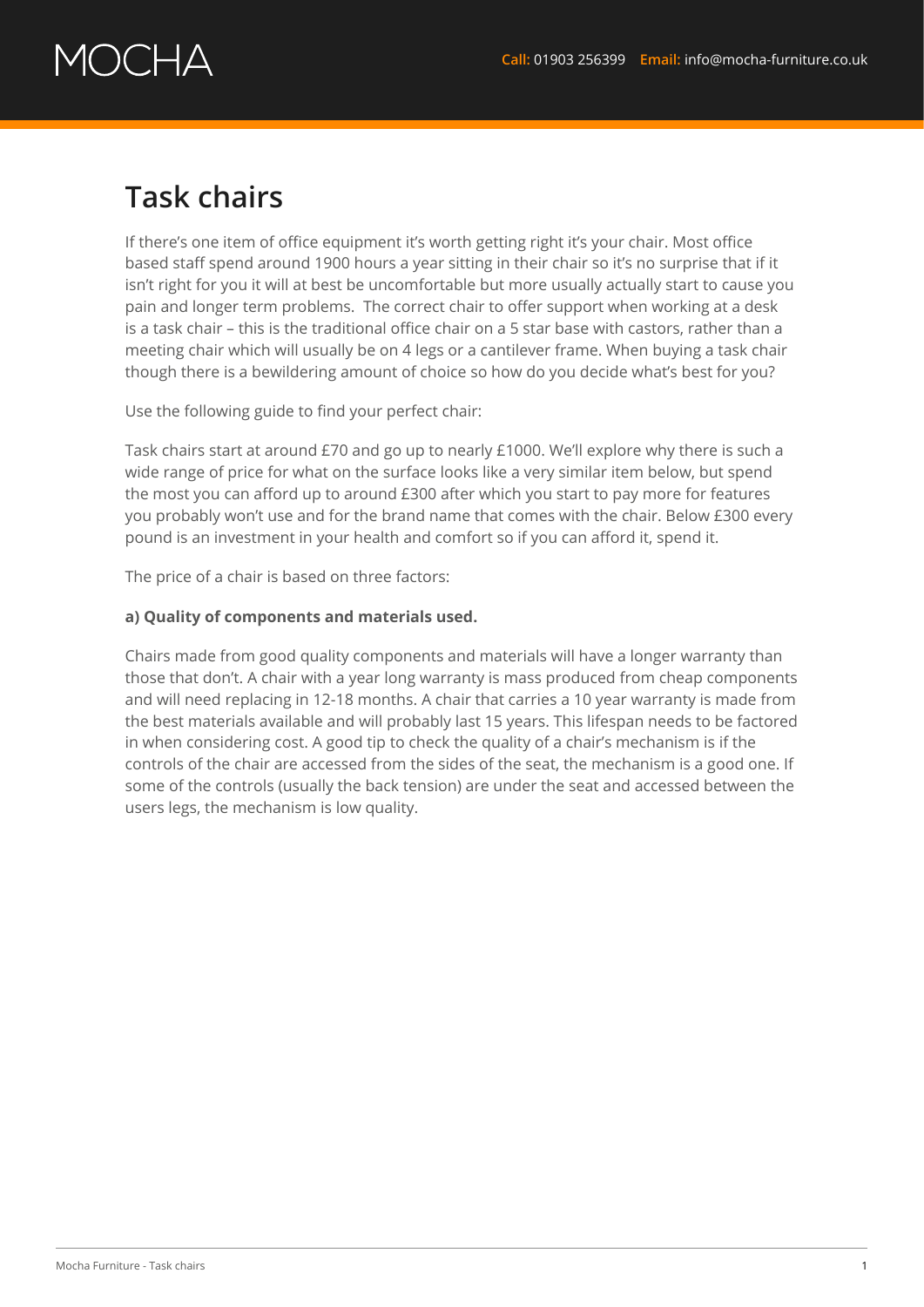# Task chairs

If there's one item of office equipment it's worth getting right it's your chair. Most office based staff spend around 1900 hours a year sitting in their chair so it's no surprise that if it isn't right for you it will at best be uncomfortable but more usually actually start to cause you pain and longer term problems. The correct chair to offer support when working at a desk is a task chair – this is the traditional office chair on a 5 star base with castors, rather than a meeting chair which will usually be on 4 legs or a cantilever frame. When buying a task chair though there is a bewildering amount of choice so how do you decide what's best for you?

Use the following guide to find your perfect chair:

Task chairs start at around £70 and go up to nearly £1000. We'll explore why there is such a wide range of price for what on the surface looks like a very similar item below, but spend the most you can afford up to around £300 after which you start to pay more for features you probably won't use and for the brand name that comes with the chair. Below £300 every pound is an investment in your health and comfort so if you can afford it, spend it.

The price of a chair is based on three factors:

**a) Quality of components and materials used.**

Chairs made from good quality components and materials will have a longer warranty than those that don't. A chair with a year long warranty is mass produced from cheap components and will need replacing in 12-18 months. A chair that carries a 10 year warranty is made from the best materials available and will probably last 15 years. This lifespan needs to be factored in when considering cost. A good tip to check the quality of a chair's mechanism is if the controls of the chair are accessed from the sides of the seat, the mechanism is a good one. If some of the controls (usually the back tension) are under the seat and accessed between the users legs, the mechanism is low quality.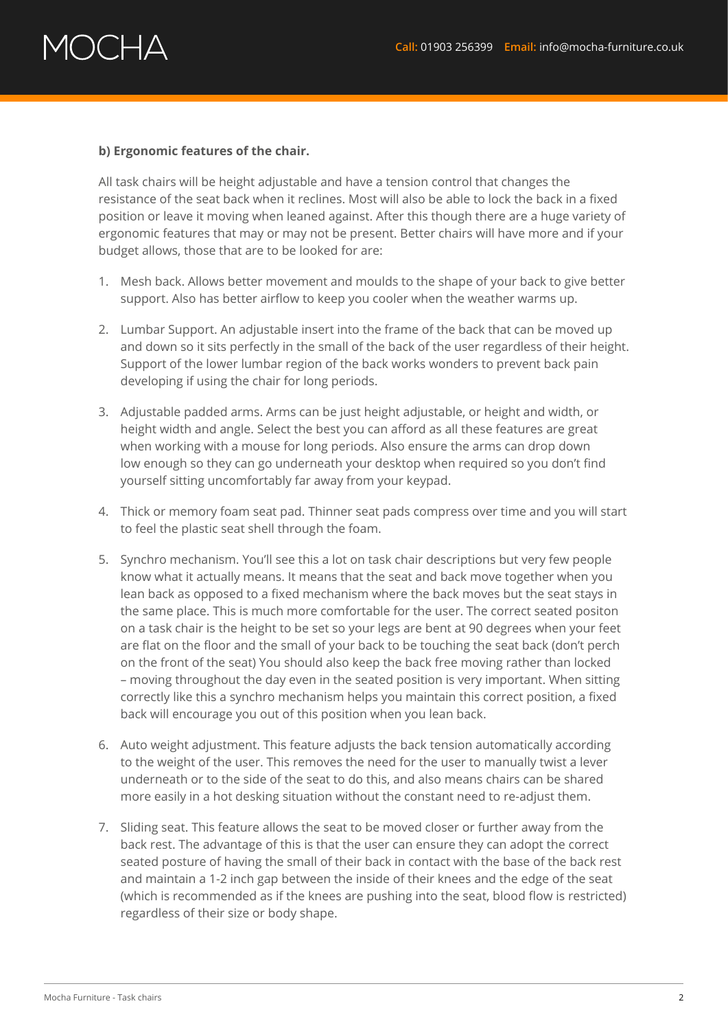**b) Ergonomic features of the chair.**

All task chairs will be height adjustable and have a tension control that changes the resistance of the seat back when it reclines. Most will also be able to lock the back in a fixed position or leave it moving when leaned against. After this though there are a huge variety of ergonomic features that may or may not be present. Better chairs will have more and if your budget allows, those that are to be looked for are:

1. Mesh back. Allows better movement and moulds to the shape of your back to give better support. Also has better airflow to keep you cooler when the weather warms up.

2. Lumbar Support. An adjustable insert into the frame of the back that can be moved up and down so it sits perfectly in the small of the back of the user regardless of their height. Support of the lower lumbar region of the back works wonders to prevent back pain developing if using the chair for long periods.

3. Adjustable padded arms. Arms can be just height adjustable, or height and width, or height width and angle. Select the best you can afford as all these features are great when working with a mouse for long periods. Also ensure the arms can drop down low enough so they can go underneath your desktop when required so you don't find yourself sitting uncomfortably far away from your keypad.

4. Thick or memory foam seat pad. Thinner seat pads compress over time and you will start to feel the plastic seat shell through the foam.

5. Synchro mechanism. You'll see this a lot on task chair descriptions but very few people know what it actually means. It means that the seat and back move together when you lean back as opposed to a fixed mechanism where the back moves but the seat stays in the same place. This is much more comfortable for the user. The correct seated positon on a task chair is the height to be set so your legs are bent at 90 degrees when your feet are flat on the floor and the small of your back to be touching the seat back (don't perch on the front of the seat) You should also keep the back free moving rather than locked – moving throughout the day even in the seated position is very important. When sitting correctly like this a synchro mechanism helps you maintain this correct position, a fixed back will encourage you out of this position when you lean back.

6. Auto weight adjustment. This feature adjusts the back tension automatically according to the weight of the user. This removes the need for the user to manually twist a lever underneath or to the side of the seat to do this, and also means chairs can be shared more easily in a hot desking situation without the constant need to re-adjust them.

7. Sliding seat. This feature allows the seat to be moved closer or further away from the back rest. The advantage of this is that the user can ensure they can adopt the correct seated posture of having the small of their back in contact with the base of the back rest and maintain a 1-2 inch gap between the inside of their knees and the edge of the seat (which is recommended as if the knees are pushing into the seat, blood flow is restricted) regardless of their size or body shape.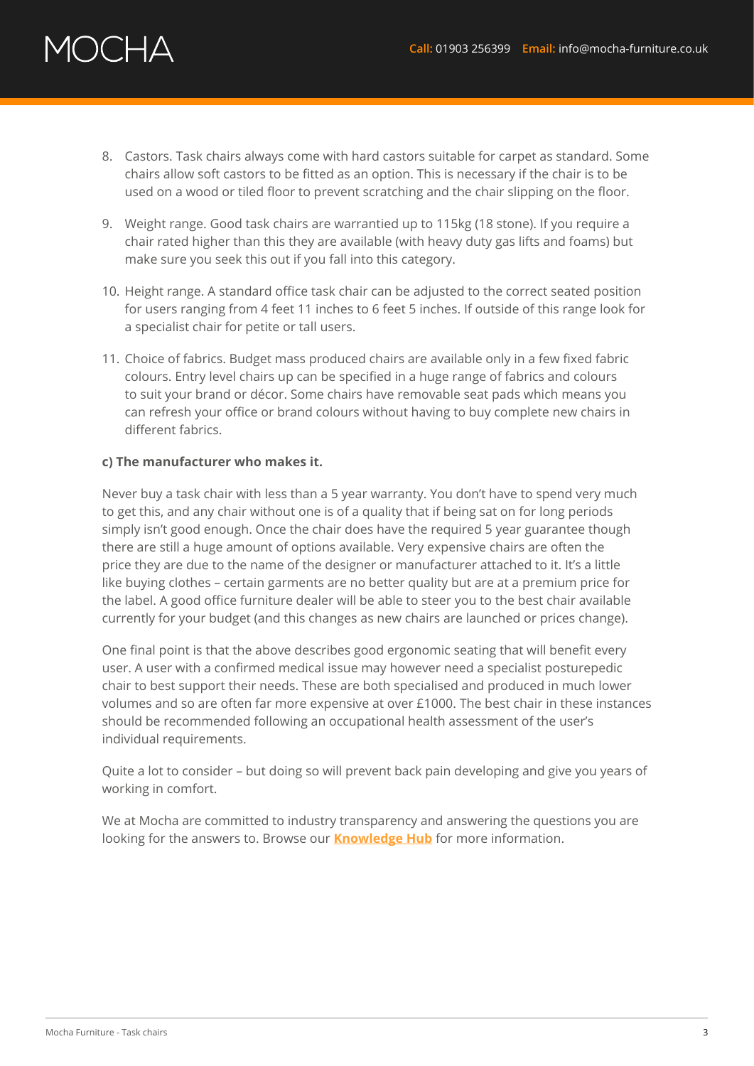8. Castors. Task chairs always come with hard castors suitable for carpet as standard. Some chairs allow soft castors to be fitted as an option. This is necessary if the chair is to be used on a wood or tiled floor to prevent scratching and the chair slipping on the floor.
9. Weight range. Good task chairs are warrantied up to 115kg (18 stone). If you require a chair rated higher than this they are available (with heavy duty gas lifts and foams) but make sure you seek this out if you fall into this category.
10. Height range. A standard office task chair can be adjusted to the correct seated position for users ranging from 4 feet 11 inches to 6 feet 5 inches. If outside of this range look for a specialist chair for petite or tall users.
11. Choice of fabrics. Budget mass produced chairs are available only in a few fixed fabric colours. Entry level chairs up can be specified in a huge range of fabrics and colours to suit your brand or décor. Some chairs have removable seat pads which means you can refresh your office or brand colours without having to buy complete new chairs in different fabrics.

**c) The manufacturer who makes it.**

Never buy a task chair with less than a 5 year warranty. You don't have to spend very much to get this, and any chair without one is of a quality that if being sat on for long periods simply isn't good enough. Once the chair does have the required 5 year guarantee though there are still a huge amount of options available. Very expensive chairs are often the price they are due to the name of the designer or manufacturer attached to it. It's a little like buying clothes – certain garments are no better quality but are at a premium price for the label. A good office furniture dealer will be able to steer you to the best chair available currently for your budget (and this changes as new chairs are launched or prices change).

One final point is that the above describes good ergonomic seating that will benefit every user. A user with a confirmed medical issue may however need a specialist posturepedic chair to best support their needs. These are both specialised and produced in much lower volumes and so are often far more expensive at over £1000. The best chair in these instances should be recommended following an occupational health assessment of the user's individual requirements.

Quite a lot to consider – but doing so will prevent back pain developing and give you years of working in comfort.

We at Mocha are committed to industry transparency and answering the questions you are looking for the answers to. Browse our **Knowledge Hub** for more information.